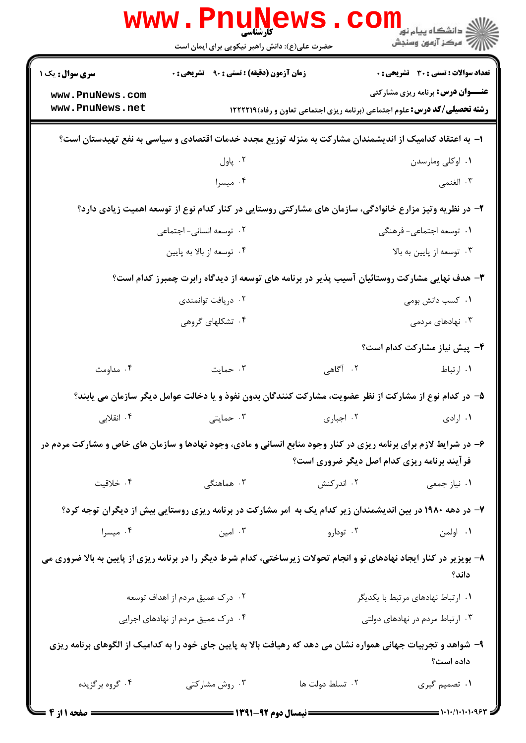**تعداد سوالات : تستی : ۳۰ تشریحی : ۰** | **زمان آزمون (دقیقه) : تستی : ۹۰ تشریحی : ۰** | **سری سوال : یک ۱**

**عنـــوان درس :** برنامه ریزی مشارکتی

**رشته تحصیلی/کد درس :** علوم اجتماعی (برنامه ریزی اجتماعی تعاون و رفاه)۱۲۲۲۲۱۹

۱- به اعتقاد کدامیک از اندیشمندان مشارکت به منزله توزیع مجدد خدمات اقتصادی و سیاسی به نفع تهیدستان است؟

۱. اوکلی ومارسدن
۲. پاول
۳. الغنمی
۴. میسرا

۲- در نظریه وتیز مزارع خانوادگی، سازمان های مشارکتی روستایی در کنار کدام نوع از توسعه اهمیت زیادی دارد؟

۱. توسعه اجتماعی- فرهنگی
۲. توسعه انسانی- اجتماعی
۳. توسعه از پایین به بالا
۴. توسعه از بالا به پایین

۳- هدف نهایی مشارکت روستائیان آسیب پذیر در برنامه های توسعه از دیدگاه رابرت چمبرز کدام است؟

۱. کسب دانش بومی
۲. دریافت توانمندی
۳. نهادهای مردمی
۴. تشکلهای گروهی

۴- پیش نیاز مشارکت کدام است؟

۱. ارتباط
۲. آگاهی
۳. حمایت
۴. مداومت

۵- در کدام نوع از مشارکت از نظر عضویت، مشارکت کنندگان بدون نفوذ و یا دخالت عوامل دیگر سازمان می یابند؟

۱. ارادی
۲. اجباری
۳. حمایتی
۴. انقلابی

۶- در شرایط لازم برای برنامه ریزی در کنار وجود منابع انسانی و مادی، وجود نهادها و سازمان های خاص و مشارکت مردم در فرآیند برنامه ریزی کدام اصل دیگر ضروری است؟

۱. نیاز جمعی
۲. اندرکنش
۳. هماهنگی
۴. خلاقیت

۷- در دهه ۱۹۸۰ در بین اندیشمندان زیر کدام یک به امر مشارکت در برنامه ریزی روستایی بیش از دیگران توجه کرد؟

۱. اولمن
۲. تودارو
۳. امین
۴. میسرا

۸- بویزیر در کنار ایجاد نهادهای نو و انجام تحولات زیرساختی، کدام شرط دیگر را در برنامه ریزی از پایین به بالا ضروری می داند؟

۱. ارتباط نهادهای مرتبط با یکدیگر
۲. درک عمیق مردم از اهداف توسعه
۳. ارتباط مردم در نهادهای دولتی
۴. درک عمیق مردم از نهادهای اجرایی

۹- شواهد و تجربیات جهانی همواره نشان می دهد که رهیافت بالا به پایین جای خود را به کدامیک از الگوهای برنامه ریزی داده است؟

۱. تصمیم گیری
۲. تسلط دولت ها
۳. روش مشارکتی
۴. گروه برگزیده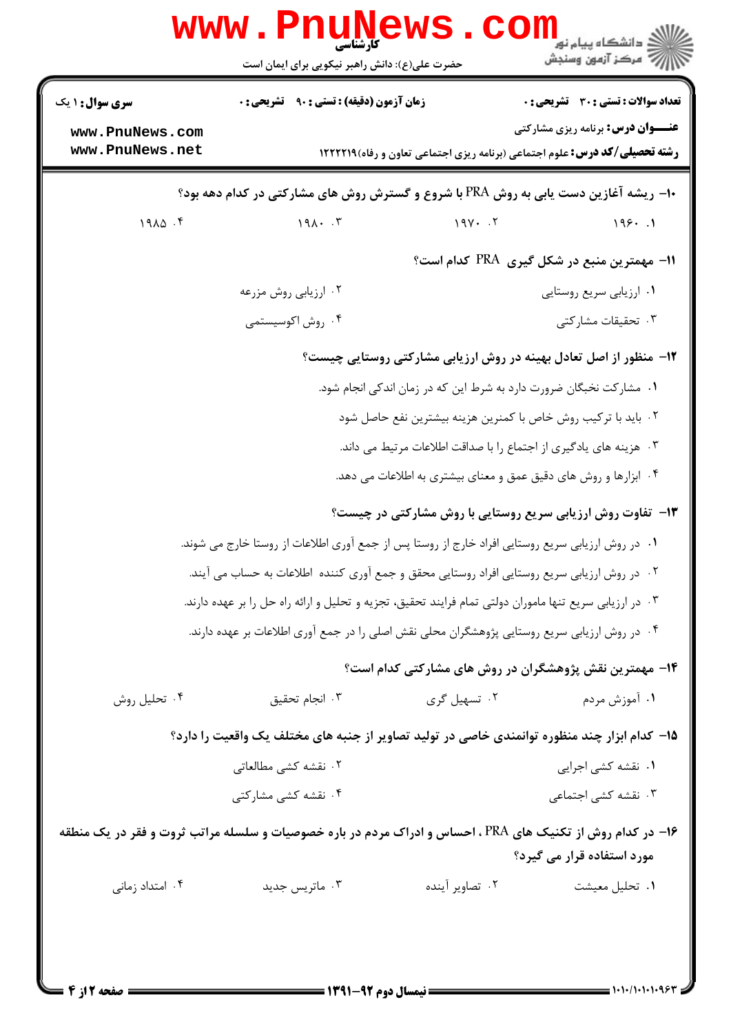۱۰- ریشه آغازین دست یابی به روش PRA با شروع و گسترش روش های مشارکتی در کدام دهه بود؟

۱. ۱۹۶۰
۲. ۱۹۷۰
۳. ۱۹۸۰
۴. ۱۹۸۵

۱۱- مهمترین منبع در شکل گیری PRA کدام است؟

۱. ارزیابی سریع روستایی
۲. ارزیابی روش مزرعه
۳. تحقیقات مشارکتی
۴. روش اکوسیستمی

۱۲- منظور از اصل تعادل بهینه در روش ارزیابی مشارکتی روستایی چیست؟

۱. مشارکت نخبگان ضرورت دارد به شرط این که در زمان اندکی انجام شود.
۲. باید با ترکیب روش خاص با کمترین هزینه بیشترین نفع حاصل شود
۳. هزینه های یادگیری از اجتماع را با صداقت اطلاعات مرتبط می داند.
۴. ابزارها و روش های دقیق عمق و معنای بیشتری به اطلاعات می دهد.

۱۳- تفاوت روش ارزیابی سریع روستایی با روش مشارکتی در چیست؟

۱. در روش ارزیابی سریع روستایی افراد خارج از روستا پس از جمع آوری اطلاعات از روستا خارج می شوند.
۲. در روش ارزیابی سریع روستایی افراد روستایی محقق و جمع آوری کننده اطلاعات به حساب می آیند.
۳. در ارزیابی سریع تنها ماموران دولتی تمام فرایند تحقیق، تجزیه و تحلیل و ارائه راه حل را بر عهده دارند.
۴. در روش ارزیابی سریع روستایی پژوهشگران محلی نقش اصلی را در جمع آوری اطلاعات بر عهده دارند.

۱۴- مهمترین نقش پژوهشگران در روش های مشارکتی کدام است؟

۱. آموزش مردم
۲. تسهیل گری
۳. انجام تحقیق
۴. تحلیل روش

۱۵- کدام ابزار چند منظوره توانمندی خاصی در تولید تصاویر از جنبه های مختلف یک واقعیت را دارد؟

۱. نقشه کشی اجرایی
۲. نقشه کشی مطالعاتی
۳. نقشه کشی اجتماعی
۴. نقشه کشی مشارکتی

۱۶- در کدام روش از تکنیک های PRA ، احساس و ادراک مردم در باره خصوصیات و سلسله مراتب ثروت و فقر در یک منطقه مورد استفاده قرار می گیرد؟

۱. تحلیل معیشت
۲. تصاویر آینده
۳. ماتریس جدید
۴. امتداد زمانی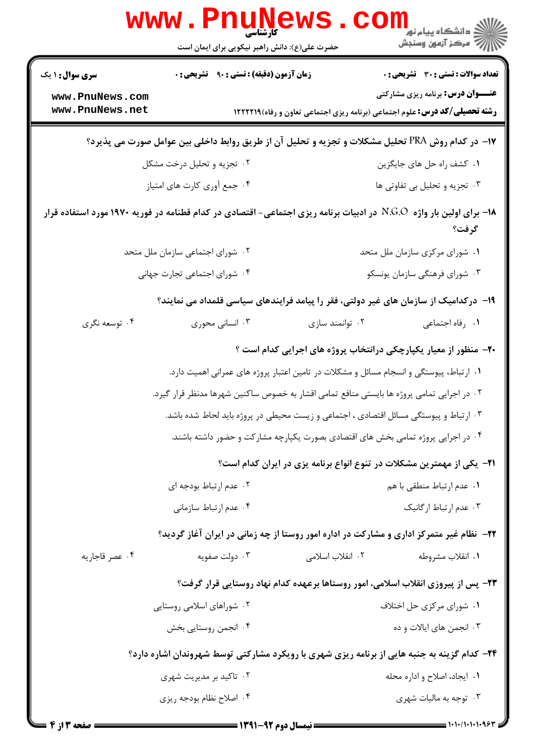۱۷- در کدام روش PRA تحلیل مشکلات و تجزیه و تحلیل آن از طریق روابط داخلی بین عوامل صورت می پذیرد؟

۱. کشف راه حل های جایگزین
۲. تجزیه و تحلیل درخت مشکل
۳. تجزیه و تحلیل بی تفاوتی ها
۴. جمع آوری کارت های امتیاز

۱۸- برای اولین بار واژه N.G.O در ادبیات برنامه ریزی اجتماعی- اقتصادی در کدام قطنامه در فوریه ۱۹۷۰ مورد استفاده قرار گرفت؟

۱. شورای مرکزی سازمان ملل متحد
۲. شورای اجتماعی سازمان ملل متحد
۳. شورای فرهنگی سازمان یونسکو
۴. شورای اجتماعی تجارت جهانی

۱۹- درکدامیک از سازمان های غیر دولتی، فقر را پیامد فرایندهای سیاسی قلمداد می نمایند؟

۱. رفاه اجتماعی
۲. توانمند سازی
۳. انسانی محوری
۴. توسعه نگری

۲۰- منظور از معیار یکپارچکی درانتخاب پروژه های اجرایی کدام است ؟

۱. ارتباط، پیوستگی و انسجام مسائل و مشکلات در تامین اعتبار پروژه های عمرانی اهمیت دارد.
۲. در اجرایی تمامی پروژه ها بایستی منافع تمامی اقشار به خصوص ساکنین شهرها مدنظر قرار گیرد.
۳. ارتباط و پیوستگی مسائل اقتصادی ، اجتماعی و زیست محیطی در پروژه باید لحاظ شده باشد.
۴. در اجرایی پروژه تمامی بخش های اقتصادی بصورت یکپارچه مشارکت و حضور داشته باشند.

۲۱- یکی از مهمترین مشکلات در تنوع انواع برنامه یزی در ایران کدام است؟

۱. عدم ارتباط منطقی با هم
۲. عدم ارتباط بودجه ای
۳. عدم ارتباط ارگانیک
۴. عدم ارتباط سازمانی

۲۲- نظام غیر متمرکز اداری و مشارکت در اداره امور روستا از چه زمانی در ایران آغاز گردید؟

۱. انقلاب مشروطه
۲. انقلاب اسلامی
۳. دولت صفویه
۴. عصر قاجاریه

۲۳- پس از پیروزی انقلاب اسلامی، امور روستاها برعهده کدام نهاد روستایی قرار گرفت؟

۱. شورای مرکزی حل اختلاف
۲. شوراهای اسلامی روستایی
۳. انجمن های ایالات و ده
۴. انجمن روستایی بخش

۲۴- کدام گزینه به جنبه هایی از برنامه ریزی شهری با رویکرد مشارکتی توسط شهروندان اشاره دارد؟

۱. ایجاد، اصلاح و اداره محله
۲. تاکید بر مدیریت شهری
۳. توجه به مالیات شهری
۴. اصلاح نظام بودجه ریزی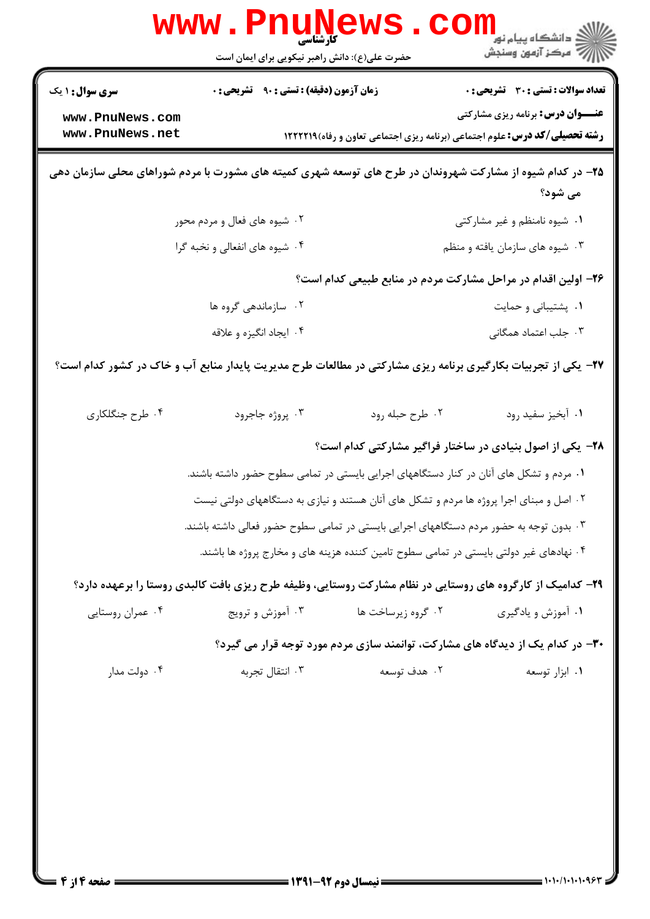۲۵- در کدام شیوه از مشارکت شهروندان در طرح های توسعه شهری کمیته های مشورت با مردم شوراهای محلی سازمان دهی می شود؟

۱. شیوه نامنظم و غیر مشارکتی

۲. شیوه های فعال و مردم محور

۳. شیوه های سازمان یافته و منظم

۴. شیوه های انفعالی و نخبه گرا

۲۶- اولین اقدام در مراحل مشارکت مردم در منابع طبیعی کدام است؟

۱. پشتیبانی و حمایت

۲. سازماندهی گروه ها

۳. جلب اعتماد همگانی

۴. ایجاد انگیزه و علاقه

۲۷- یکی از تجربیات بکارگیری برنامه ریزی مشارکتی در مطالعات طرح مدیریت پایدار منابع آب و خاک در کشور کدام است؟

۱. آبخیز سفید رود

۲. طرح حبله رود

۳. پروژه جاجرود

۴. طرح جنگلکاری

۲۸- یکی از اصول بنیادی در ساختار فراگیر مشارکتی کدام است؟

۱. مردم و تشکل های آنان در کنار دستگاههای اجرایی بایستی در تمامی سطوح حضور داشته باشند.

۲. اصل و مبنای اجرا پروژه ها مردم و تشکل های آنان هستند و نیازی به دستگاههای دولتی نیست

۳. بدون توجه به حضور مردم دستگاههای اجرایی بایستی در تمامی سطوح حضور فعالی داشته باشند.

۴. نهادهای غیر دولتی بایستی در تمامی سطوح تامین کننده هزینه های و مخارج پروژه ها باشند.

۲۹- کدامیک از کارگروه های روستایی در نظام مشارکت روستایی، وظیفه طرح ریزی بافت کالبدی روستا را برعهده دارد؟

۱. آموزش و یادگیری

۲. گروه زیرساخت ها

۳. آموزش و ترویج

۴. عمران روستایی

۳۰- در کدام یک از دیدگاه های مشارکت، توانمند سازی مردم مورد توجه قرار می گیرد؟

۱. ابزار توسعه

۲. هدف توسعه

۳. انتقال تجربه

۴. دولت مدار